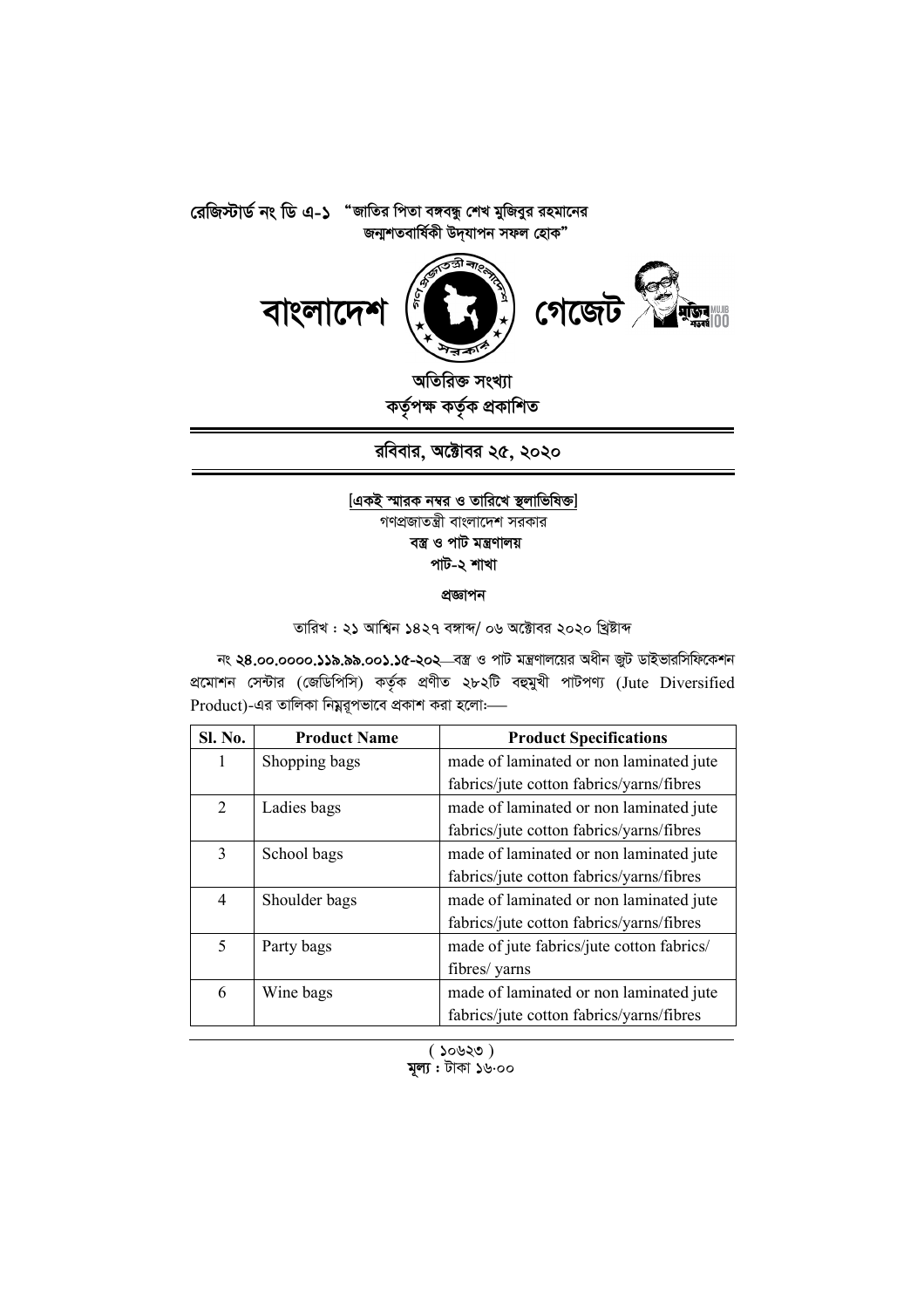রেজিস্টার্ড নং ডি এ-১ "জাতির পিতা বঙ্গবন্ধু শেখ মুজিবুর রহমানের জন্মশতবার্ষিকী উদ্‌যাপন সফল হোক"

# বাংলাদেশ গেজেট

**অতিরিক্ত সংখ্যা**
**কর্তৃপক্ষ কর্তৃক প্রকাশিত**

**রবিবার, অক্টোবর ২৫, ২০২০**

[একই স্মারক নম্বর ও তারিখে স্থলাভিষিক্ত]

গণপ্রজাতন্ত্রী বাংলাদেশ সরকার
**বস্ত্র ও পাট মন্ত্রণালয়**
**পাট-২ শাখা**

**প্রজ্ঞাপন**

তারিখ : ২১ আশ্বিন ১৪২৭ বঙ্গাব্দ/ ০৬ অক্টোবর ২০২০ খ্রিষ্টাব্দ

নং **২৪.০০.০০০০.১১৯.৯৯.০০১.১৫-২০২**—বস্ত্র ও পাট মন্ত্রণালয়ের অধীন জুট ডাইভারসিফিকেশন প্রমোশন সেন্টার (জেডিপিসি) কর্তৃক প্রণীত ২৮২টি বহুমুখী পাটপণ্য (Jute Diversified Product)-এর তালিকা নিম্নরূপভাবে প্রকাশ করা হলো:—

| Sl. No. | Product Name | Product Specifications |
|---|---|---|
| 1 | Shopping bags | made of laminated or non laminated jute fabrics/jute cotton fabrics/yarns/fibres |
| 2 | Ladies bags | made of laminated or non laminated jute fabrics/jute cotton fabrics/yarns/fibres |
| 3 | School bags | made of laminated or non laminated jute fabrics/jute cotton fabrics/yarns/fibres |
| 4 | Shoulder bags | made of laminated or non laminated jute fabrics/jute cotton fabrics/yarns/fibres |
| 5 | Party bags | made of jute fabrics/jute cotton fabrics/ fibres/ yarns |
| 6 | Wine bags | made of laminated or non laminated jute fabrics/jute cotton fabrics/yarns/fibres |

( ১০৬২৩ )
**মূল্য :** টাকা ১৬.০০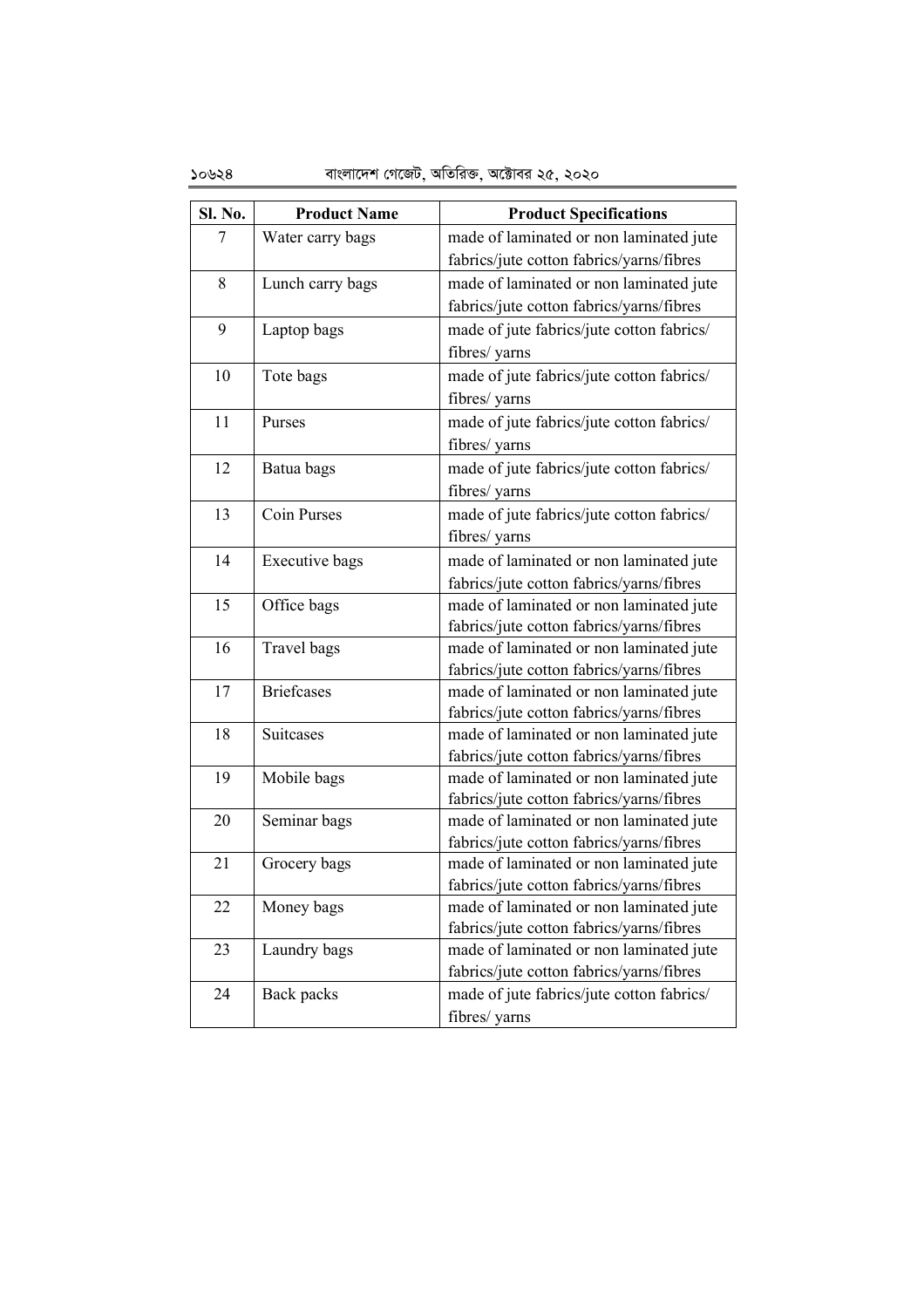| Sl. No. | Product Name | Product Specifications |
| --- | --- | --- |
| 7 | Water carry bags | made of laminated or non laminated jute fabrics/jute cotton fabrics/yarns/fibres |
| 8 | Lunch carry bags | made of laminated or non laminated jute fabrics/jute cotton fabrics/yarns/fibres |
| 9 | Laptop bags | made of jute fabrics/jute cotton fabrics/ fibres/ yarns |
| 10 | Tote bags | made of jute fabrics/jute cotton fabrics/ fibres/ yarns |
| 11 | Purses | made of jute fabrics/jute cotton fabrics/ fibres/ yarns |
| 12 | Batua bags | made of jute fabrics/jute cotton fabrics/ fibres/ yarns |
| 13 | Coin Purses | made of jute fabrics/jute cotton fabrics/ fibres/ yarns |
| 14 | Executive bags | made of laminated or non laminated jute fabrics/jute cotton fabrics/yarns/fibres |
| 15 | Office bags | made of laminated or non laminated jute fabrics/jute cotton fabrics/yarns/fibres |
| 16 | Travel bags | made of laminated or non laminated jute fabrics/jute cotton fabrics/yarns/fibres |
| 17 | Briefcases | made of laminated or non laminated jute fabrics/jute cotton fabrics/yarns/fibres |
| 18 | Suitcases | made of laminated or non laminated jute fabrics/jute cotton fabrics/yarns/fibres |
| 19 | Mobile bags | made of laminated or non laminated jute fabrics/jute cotton fabrics/yarns/fibres |
| 20 | Seminar bags | made of laminated or non laminated jute fabrics/jute cotton fabrics/yarns/fibres |
| 21 | Grocery bags | made of laminated or non laminated jute fabrics/jute cotton fabrics/yarns/fibres |
| 22 | Money bags | made of laminated or non laminated jute fabrics/jute cotton fabrics/yarns/fibres |
| 23 | Laundry bags | made of laminated or non laminated jute fabrics/jute cotton fabrics/yarns/fibres |
| 24 | Back packs | made of jute fabrics/jute cotton fabrics/ fibres/ yarns |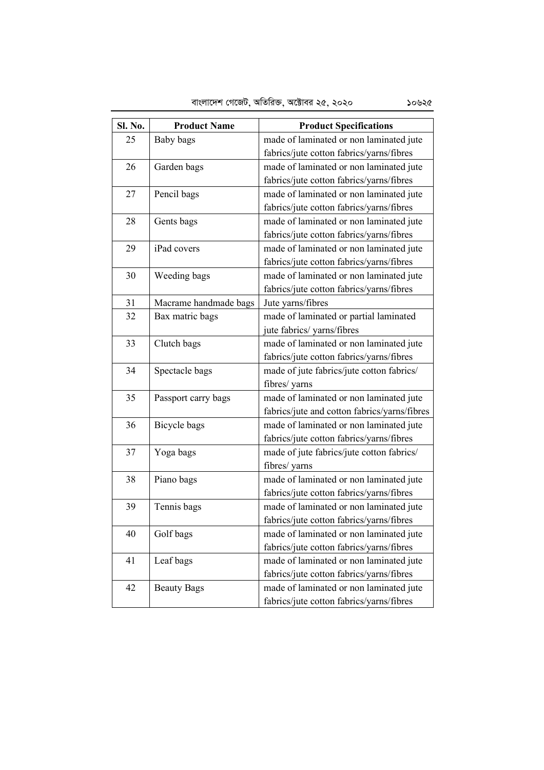| Sl. No. | Product Name | Product Specifications |
|---|---|---|
| 25 | Baby bags | made of laminated or non laminated jute fabrics/jute cotton fabrics/yarns/fibres |
| 26 | Garden bags | made of laminated or non laminated jute fabrics/jute cotton fabrics/yarns/fibres |
| 27 | Pencil bags | made of laminated or non laminated jute fabrics/jute cotton fabrics/yarns/fibres |
| 28 | Gents bags | made of laminated or non laminated jute fabrics/jute cotton fabrics/yarns/fibres |
| 29 | iPad covers | made of laminated or non laminated jute fabrics/jute cotton fabrics/yarns/fibres |
| 30 | Weeding bags | made of laminated or non laminated jute fabrics/jute cotton fabrics/yarns/fibres |
| 31 | Macrame handmade bags | Jute yarns/fibres |
| 32 | Bax matric bags | made of laminated or partial laminated jute fabrics/ yarns/fibres |
| 33 | Clutch bags | made of laminated or non laminated jute fabrics/jute cotton fabrics/yarns/fibres |
| 34 | Spectacle bags | made of jute fabrics/jute cotton fabrics/ fibres/ yarns |
| 35 | Passport carry bags | made of laminated or non laminated jute fabrics/jute and cotton fabrics/yarns/fibres |
| 36 | Bicycle bags | made of laminated or non laminated jute fabrics/jute cotton fabrics/yarns/fibres |
| 37 | Yoga bags | made of jute fabrics/jute cotton fabrics/ fibres/ yarns |
| 38 | Piano bags | made of laminated or non laminated jute fabrics/jute cotton fabrics/yarns/fibres |
| 39 | Tennis bags | made of laminated or non laminated jute fabrics/jute cotton fabrics/yarns/fibres |
| 40 | Golf bags | made of laminated or non laminated jute fabrics/jute cotton fabrics/yarns/fibres |
| 41 | Leaf bags | made of laminated or non laminated jute fabrics/jute cotton fabrics/yarns/fibres |
| 42 | Beauty Bags | made of laminated or non laminated jute fabrics/jute cotton fabrics/yarns/fibres |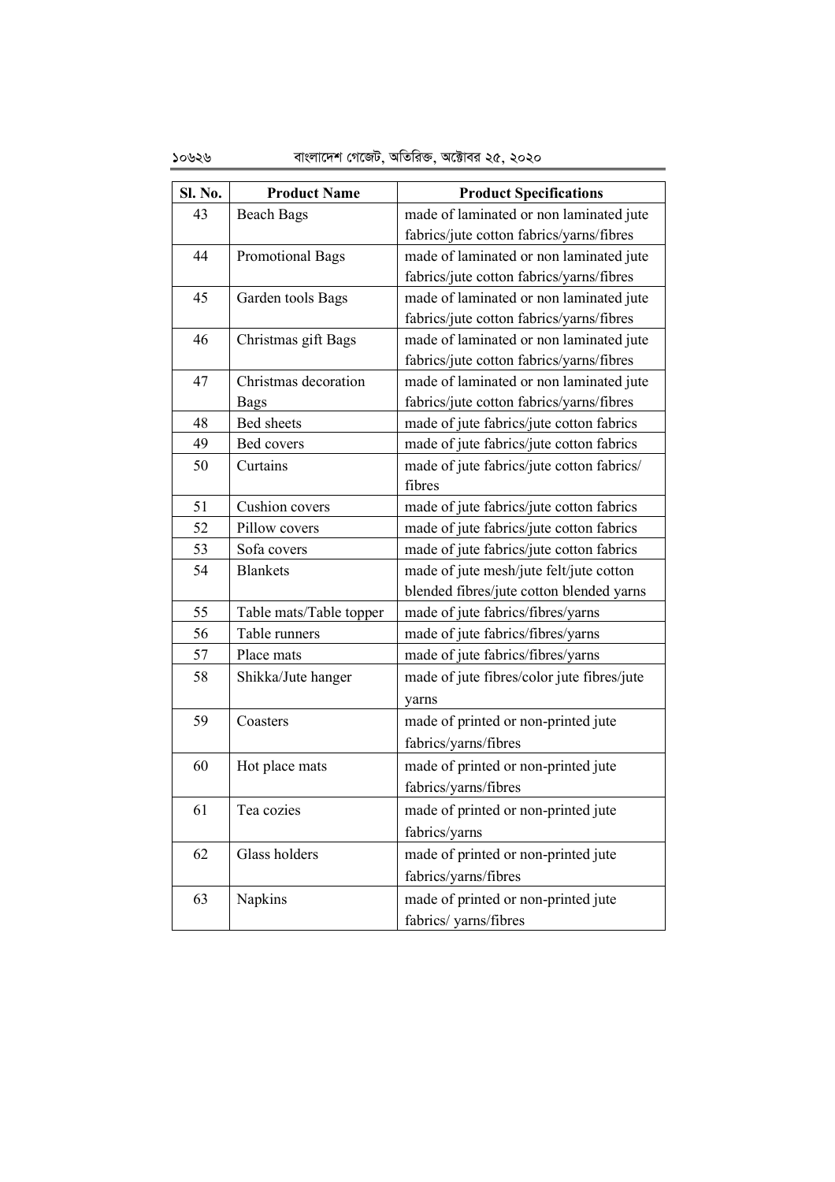| Sl. No. | Product Name | Product Specifications |
|---|---|---|
| 43 | Beach Bags | made of laminated or non laminated jute fabrics/jute cotton fabrics/yarns/fibres |
| 44 | Promotional Bags | made of laminated or non laminated jute fabrics/jute cotton fabrics/yarns/fibres |
| 45 | Garden tools Bags | made of laminated or non laminated jute fabrics/jute cotton fabrics/yarns/fibres |
| 46 | Christmas gift Bags | made of laminated or non laminated jute fabrics/jute cotton fabrics/yarns/fibres |
| 47 | Christmas decoration Bags | made of laminated or non laminated jute fabrics/jute cotton fabrics/yarns/fibres |
| 48 | Bed sheets | made of jute fabrics/jute cotton fabrics |
| 49 | Bed covers | made of jute fabrics/jute cotton fabrics |
| 50 | Curtains | made of jute fabrics/jute cotton fabrics/ fibres |
| 51 | Cushion covers | made of jute fabrics/jute cotton fabrics |
| 52 | Pillow covers | made of jute fabrics/jute cotton fabrics |
| 53 | Sofa covers | made of jute fabrics/jute cotton fabrics |
| 54 | Blankets | made of jute mesh/jute felt/jute cotton blended fibres/jute cotton blended yarns |
| 55 | Table mats/Table topper | made of jute fabrics/fibres/yarns |
| 56 | Table runners | made of jute fabrics/fibres/yarns |
| 57 | Place mats | made of jute fabrics/fibres/yarns |
| 58 | Shikka/Jute hanger | made of jute fibres/color jute fibres/jute yarns |
| 59 | Coasters | made of printed or non-printed jute fabrics/yarns/fibres |
| 60 | Hot place mats | made of printed or non-printed jute fabrics/yarns/fibres |
| 61 | Tea cozies | made of printed or non-printed jute fabrics/yarns |
| 62 | Glass holders | made of printed or non-printed jute fabrics/yarns/fibres |
| 63 | Napkins | made of printed or non-printed jute fabrics/ yarns/fibres |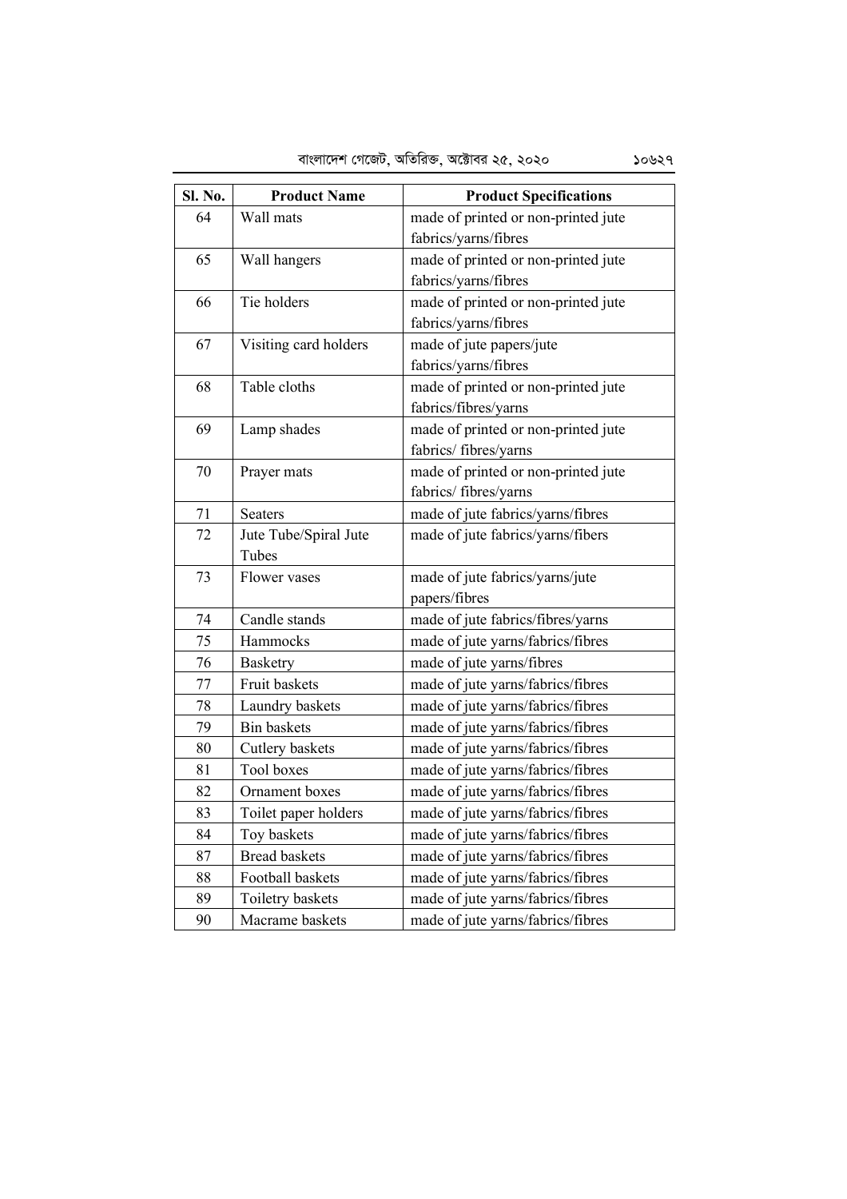| Sl. No. | Product Name | Product Specifications |
|---|---|---|
| 64 | Wall mats | made of printed or non-printed jute fabrics/yarns/fibres |
| 65 | Wall hangers | made of printed or non-printed jute fabrics/yarns/fibres |
| 66 | Tie holders | made of printed or non-printed jute fabrics/yarns/fibres |
| 67 | Visiting card holders | made of jute papers/jute fabrics/yarns/fibres |
| 68 | Table cloths | made of printed or non-printed jute fabrics/fibres/yarns |
| 69 | Lamp shades | made of printed or non-printed jute fabrics/ fibres/yarns |
| 70 | Prayer mats | made of printed or non-printed jute fabrics/ fibres/yarns |
| 71 | Seaters | made of jute fabrics/yarns/fibres |
| 72 | Jute Tube/Spiral Jute Tubes | made of jute fabrics/yarns/fibers |
| 73 | Flower vases | made of jute fabrics/yarns/jute papers/fibres |
| 74 | Candle stands | made of jute fabrics/fibres/yarns |
| 75 | Hammocks | made of jute yarns/fabrics/fibres |
| 76 | Basketry | made of jute yarns/fibres |
| 77 | Fruit baskets | made of jute yarns/fabrics/fibres |
| 78 | Laundry baskets | made of jute yarns/fabrics/fibres |
| 79 | Bin baskets | made of jute yarns/fabrics/fibres |
| 80 | Cutlery baskets | made of jute yarns/fabrics/fibres |
| 81 | Tool boxes | made of jute yarns/fabrics/fibres |
| 82 | Ornament boxes | made of jute yarns/fabrics/fibres |
| 83 | Toilet paper holders | made of jute yarns/fabrics/fibres |
| 84 | Toy baskets | made of jute yarns/fabrics/fibres |
| 87 | Bread baskets | made of jute yarns/fabrics/fibres |
| 88 | Football baskets | made of jute yarns/fabrics/fibres |
| 89 | Toiletry baskets | made of jute yarns/fabrics/fibres |
| 90 | Macrame baskets | made of jute yarns/fabrics/fibres |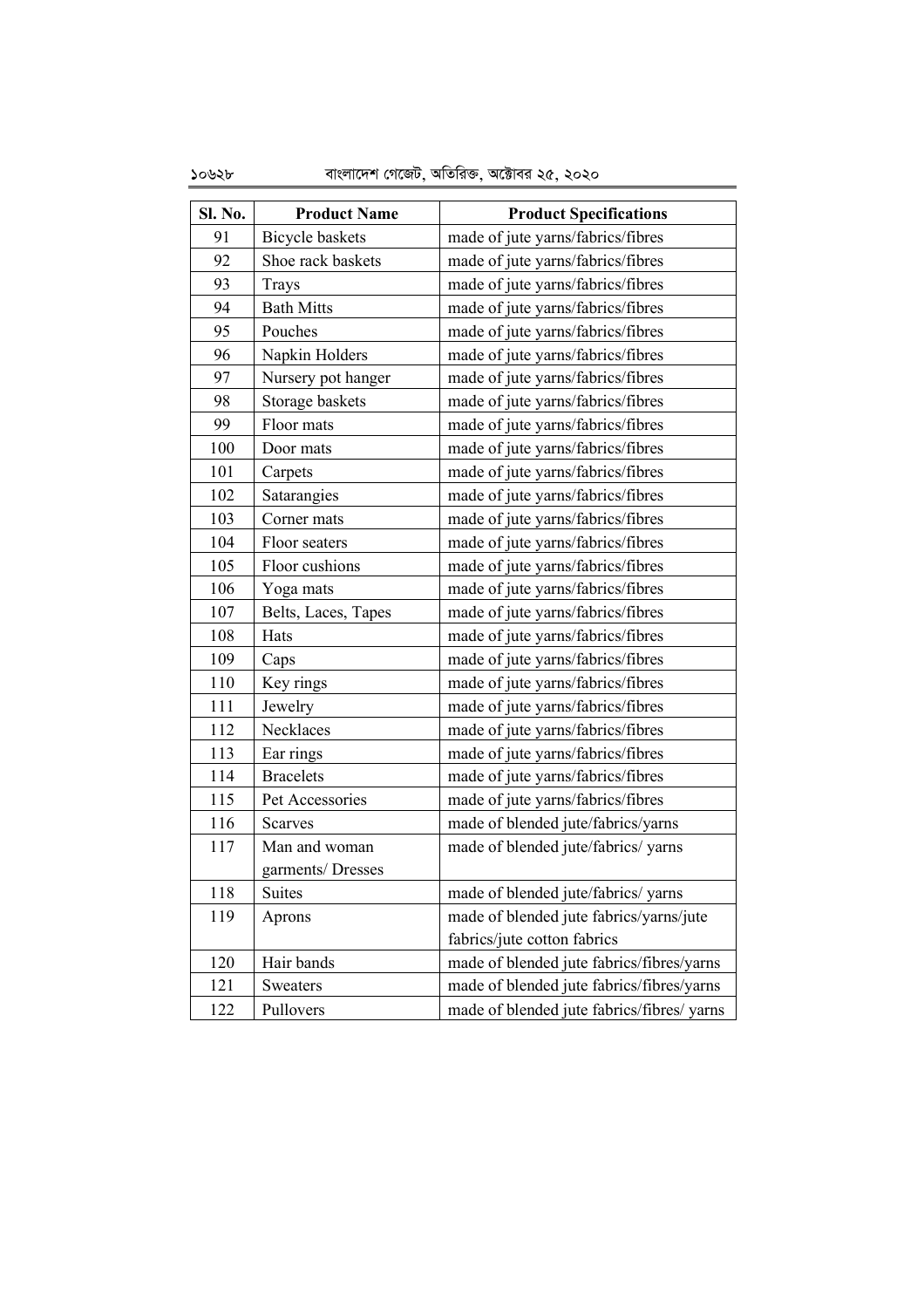| Sl. No. | Product Name | Product Specifications |
|---|---|---|
| 91 | Bicycle baskets | made of jute yarns/fabrics/fibres |
| 92 | Shoe rack baskets | made of jute yarns/fabrics/fibres |
| 93 | Trays | made of jute yarns/fabrics/fibres |
| 94 | Bath Mitts | made of jute yarns/fabrics/fibres |
| 95 | Pouches | made of jute yarns/fabrics/fibres |
| 96 | Napkin Holders | made of jute yarns/fabrics/fibres |
| 97 | Nursery pot hanger | made of jute yarns/fabrics/fibres |
| 98 | Storage baskets | made of jute yarns/fabrics/fibres |
| 99 | Floor mats | made of jute yarns/fabrics/fibres |
| 100 | Door mats | made of jute yarns/fabrics/fibres |
| 101 | Carpets | made of jute yarns/fabrics/fibres |
| 102 | Satarangies | made of jute yarns/fabrics/fibres |
| 103 | Corner mats | made of jute yarns/fabrics/fibres |
| 104 | Floor seaters | made of jute yarns/fabrics/fibres |
| 105 | Floor cushions | made of jute yarns/fabrics/fibres |
| 106 | Yoga mats | made of jute yarns/fabrics/fibres |
| 107 | Belts, Laces, Tapes | made of jute yarns/fabrics/fibres |
| 108 | Hats | made of jute yarns/fabrics/fibres |
| 109 | Caps | made of jute yarns/fabrics/fibres |
| 110 | Key rings | made of jute yarns/fabrics/fibres |
| 111 | Jewelry | made of jute yarns/fabrics/fibres |
| 112 | Necklaces | made of jute yarns/fabrics/fibres |
| 113 | Ear rings | made of jute yarns/fabrics/fibres |
| 114 | Bracelets | made of jute yarns/fabrics/fibres |
| 115 | Pet Accessories | made of jute yarns/fabrics/fibres |
| 116 | Scarves | made of blended jute/fabrics/yarns |
| 117 | Man and woman garments/ Dresses | made of blended jute/fabrics/ yarns |
| 118 | Suites | made of blended jute/fabrics/ yarns |
| 119 | Aprons | made of blended jute fabrics/yarns/jute fabrics/jute cotton fabrics |
| 120 | Hair bands | made of blended jute fabrics/fibres/yarns |
| 121 | Sweaters | made of blended jute fabrics/fibres/yarns |
| 122 | Pullovers | made of blended jute fabrics/fibres/ yarns |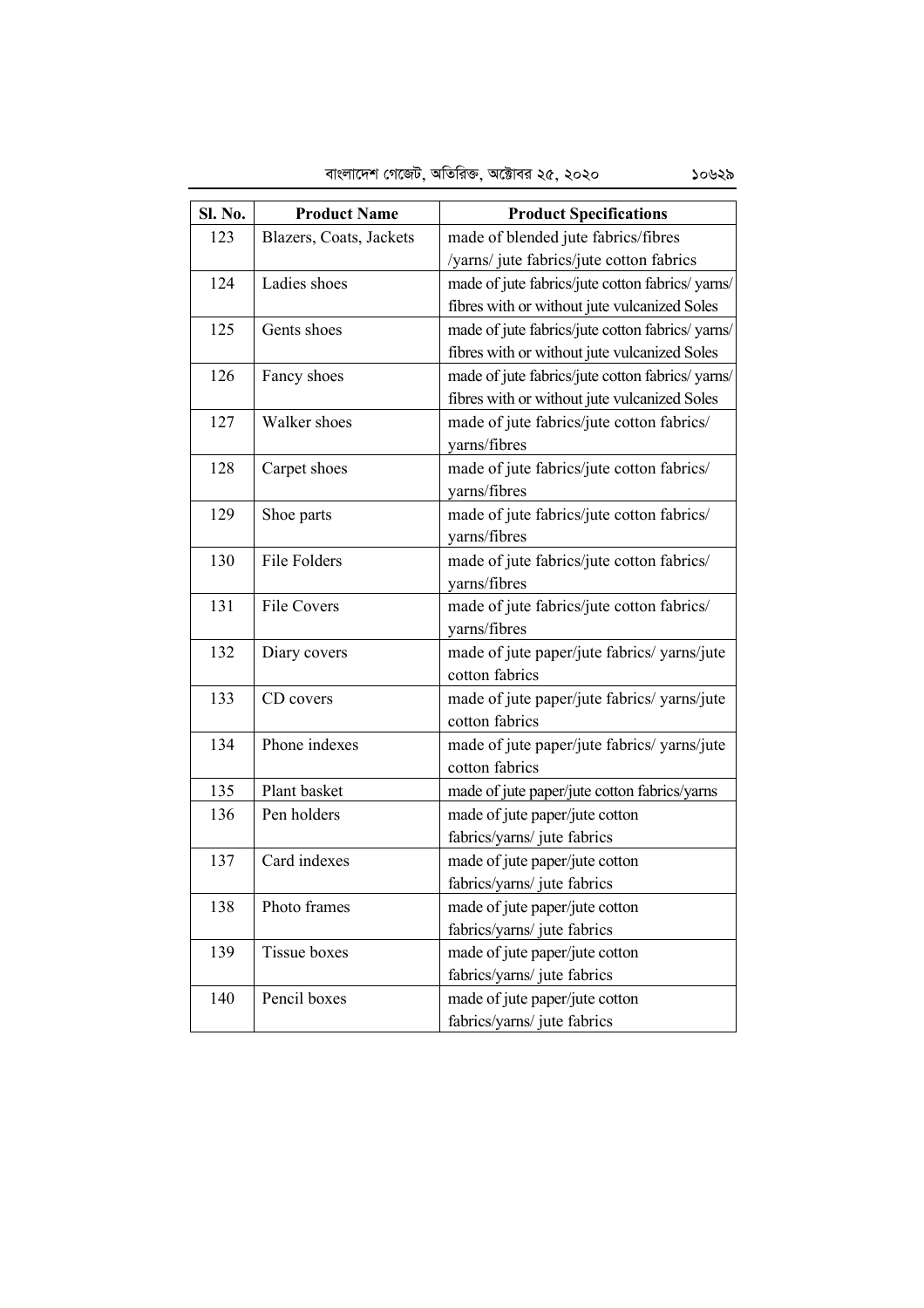| Sl. No. | Product Name | Product Specifications |
|---|---|---|
| 123 | Blazers, Coats, Jackets | made of blended jute fabrics/fibres /yarns/ jute fabrics/jute cotton fabrics |
| 124 | Ladies shoes | made of jute fabrics/jute cotton fabrics/ yarns/ fibres with or without jute vulcanized Soles |
| 125 | Gents shoes | made of jute fabrics/jute cotton fabrics/ yarns/ fibres with or without jute vulcanized Soles |
| 126 | Fancy shoes | made of jute fabrics/jute cotton fabrics/ yarns/ fibres with or without jute vulcanized Soles |
| 127 | Walker shoes | made of jute fabrics/jute cotton fabrics/ yarns/fibres |
| 128 | Carpet shoes | made of jute fabrics/jute cotton fabrics/ yarns/fibres |
| 129 | Shoe parts | made of jute fabrics/jute cotton fabrics/ yarns/fibres |
| 130 | File Folders | made of jute fabrics/jute cotton fabrics/ yarns/fibres |
| 131 | File Covers | made of jute fabrics/jute cotton fabrics/ yarns/fibres |
| 132 | Diary covers | made of jute paper/jute fabrics/ yarns/jute cotton fabrics |
| 133 | CD covers | made of jute paper/jute fabrics/ yarns/jute cotton fabrics |
| 134 | Phone indexes | made of jute paper/jute fabrics/ yarns/jute cotton fabrics |
| 135 | Plant basket | made of jute paper/jute cotton fabrics/yarns |
| 136 | Pen holders | made of jute paper/jute cotton fabrics/yarns/ jute fabrics |
| 137 | Card indexes | made of jute paper/jute cotton fabrics/yarns/ jute fabrics |
| 138 | Photo frames | made of jute paper/jute cotton fabrics/yarns/ jute fabrics |
| 139 | Tissue boxes | made of jute paper/jute cotton fabrics/yarns/ jute fabrics |
| 140 | Pencil boxes | made of jute paper/jute cotton fabrics/yarns/ jute fabrics |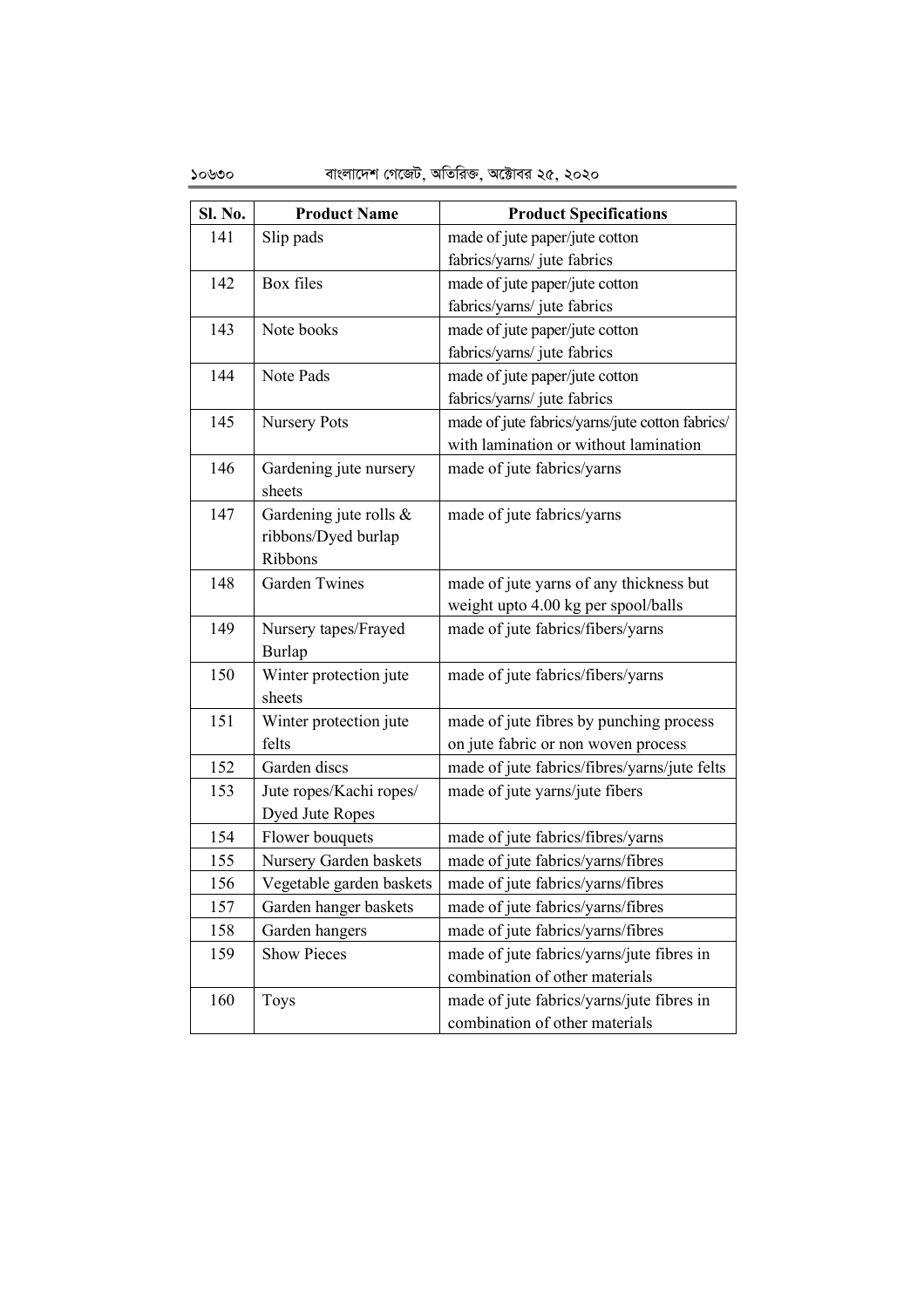| Sl. No. | Product Name | Product Specifications |
|---|---|---|
| 141 | Slip pads | made of jute paper/jute cotton fabrics/yarns/ jute fabrics |
| 142 | Box files | made of jute paper/jute cotton fabrics/yarns/ jute fabrics |
| 143 | Note books | made of jute paper/jute cotton fabrics/yarns/ jute fabrics |
| 144 | Note Pads | made of jute paper/jute cotton fabrics/yarns/ jute fabrics |
| 145 | Nursery Pots | made of jute fabrics/yarns/jute cotton fabrics/ with lamination or without lamination |
| 146 | Gardening jute nursery sheets | made of jute fabrics/yarns |
| 147 | Gardening jute rolls & ribbons/Dyed burlap Ribbons | made of jute fabrics/yarns |
| 148 | Garden Twines | made of jute yarns of any thickness but weight upto 4.00 kg per spool/balls |
| 149 | Nursery tapes/Frayed Burlap | made of jute fabrics/fibers/yarns |
| 150 | Winter protection jute sheets | made of jute fabrics/fibers/yarns |
| 151 | Winter protection jute felts | made of jute fibres by punching process on jute fabric or non woven process |
| 152 | Garden discs | made of jute fabrics/fibres/yarns/jute felts |
| 153 | Jute ropes/Kachi ropes/ Dyed Jute Ropes | made of jute yarns/jute fibers |
| 154 | Flower bouquets | made of jute fabrics/fibres/yarns |
| 155 | Nursery Garden baskets | made of jute fabrics/yarns/fibres |
| 156 | Vegetable garden baskets | made of jute fabrics/yarns/fibres |
| 157 | Garden hanger baskets | made of jute fabrics/yarns/fibres |
| 158 | Garden hangers | made of jute fabrics/yarns/fibres |
| 159 | Show Pieces | made of jute fabrics/yarns/jute fibres in combination of other materials |
| 160 | Toys | made of jute fabrics/yarns/jute fibres in combination of other materials |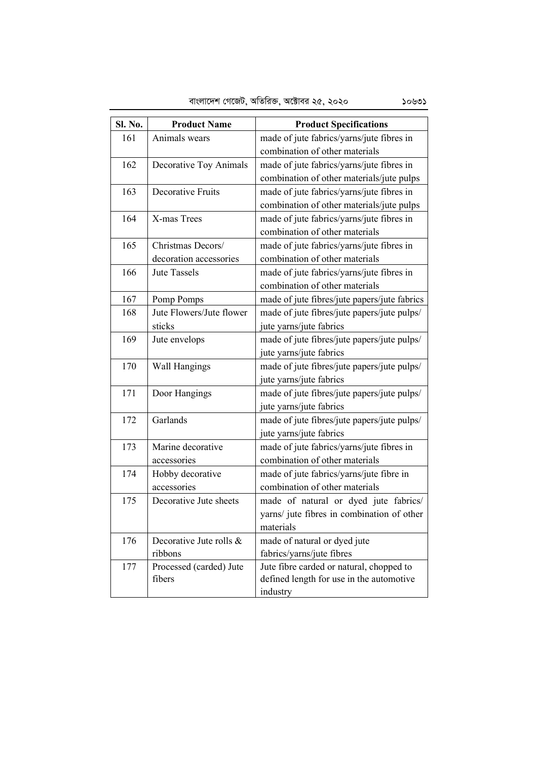| Sl. No. | Product Name | Product Specifications |
|---|---|---|
| 161 | Animals wears | made of jute fabrics/yarns/jute fibres in combination of other materials |
| 162 | Decorative Toy Animals | made of jute fabrics/yarns/jute fibres in combination of other materials/jute pulps |
| 163 | Decorative Fruits | made of jute fabrics/yarns/jute fibres in combination of other materials/jute pulps |
| 164 | X-mas Trees | made of jute fabrics/yarns/jute fibres in combination of other materials |
| 165 | Christmas Decors/ decoration accessories | made of jute fabrics/yarns/jute fibres in combination of other materials |
| 166 | Jute Tassels | made of jute fabrics/yarns/jute fibres in combination of other materials |
| 167 | Pomp Pomps | made of jute fibres/jute papers/jute fabrics |
| 168 | Jute Flowers/Jute flower sticks | made of jute fibres/jute papers/jute pulps/ jute yarns/jute fabrics |
| 169 | Jute envelops | made of jute fibres/jute papers/jute pulps/ jute yarns/jute fabrics |
| 170 | Wall Hangings | made of jute fibres/jute papers/jute pulps/ jute yarns/jute fabrics |
| 171 | Door Hangings | made of jute fibres/jute papers/jute pulps/ jute yarns/jute fabrics |
| 172 | Garlands | made of jute fibres/jute papers/jute pulps/ jute yarns/jute fabrics |
| 173 | Marine decorative accessories | made of jute fabrics/yarns/jute fibres in combination of other materials |
| 174 | Hobby decorative accessories | made of jute fabrics/yarns/jute fibre in combination of other materials |
| 175 | Decorative Jute sheets | made of natural or dyed jute fabrics/ yarns/ jute fibres in combination of other materials |
| 176 | Decorative Jute rolls & ribbons | made of natural or dyed jute fabrics/yarns/jute fibres |
| 177 | Processed (carded) Jute fibers | Jute fibre carded or natural, chopped to defined length for use in the automotive industry |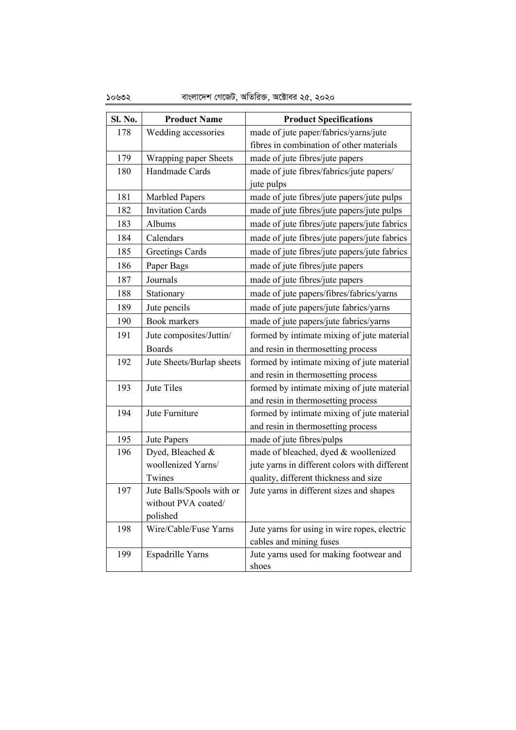| Sl. No. | Product Name | Product Specifications |
|---|---|---|
| 178 | Wedding accessories | made of jute paper/fabrics/yarns/jute fibres in combination of other materials |
| 179 | Wrapping paper Sheets | made of jute fibres/jute papers |
| 180 | Handmade Cards | made of jute fibres/fabrics/jute papers/ jute pulps |
| 181 | Marbled Papers | made of jute fibres/jute papers/jute pulps |
| 182 | Invitation Cards | made of jute fibres/jute papers/jute pulps |
| 183 | Albums | made of jute fibres/jute papers/jute fabrics |
| 184 | Calendars | made of jute fibres/jute papers/jute fabrics |
| 185 | Greetings Cards | made of jute fibres/jute papers/jute fabrics |
| 186 | Paper Bags | made of jute fibres/jute papers |
| 187 | Journals | made of jute fibres/jute papers |
| 188 | Stationary | made of jute papers/fibres/fabrics/yarns |
| 189 | Jute pencils | made of jute papers/jute fabrics/yarns |
| 190 | Book markers | made of jute papers/jute fabrics/yarns |
| 191 | Jute composites/Juttin/ Boards | formed by intimate mixing of jute material and resin in thermosetting process |
| 192 | Jute Sheets/Burlap sheets | formed by intimate mixing of jute material and resin in thermosetting process |
| 193 | Jute Tiles | formed by intimate mixing of jute material and resin in thermosetting process |
| 194 | Jute Furniture | formed by intimate mixing of jute material and resin in thermosetting process |
| 195 | Jute Papers | made of jute fibres/pulps |
| 196 | Dyed, Bleached & woollenized Yarns/ Twines | made of bleached, dyed & woollenized jute yarns in different colors with different quality, different thickness and size |
| 197 | Jute Balls/Spools with or without PVA coated/ polished | Jute yarns in different sizes and shapes |
| 198 | Wire/Cable/Fuse Yarns | Jute yarns for using in wire ropes, electric cables and mining fuses |
| 199 | Espadrille Yarns | Jute yarns used for making footwear and shoes |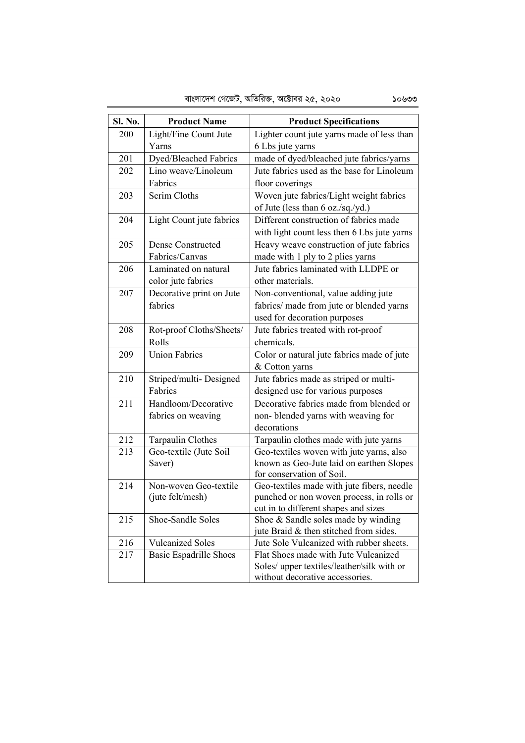| Sl. No. | Product Name | Product Specifications |
|---|---|---|
| 200 | Light/Fine Count Jute Yarns | Lighter count jute yarns made of less than 6 Lbs jute yarns |
| 201 | Dyed/Bleached Fabrics | made of dyed/bleached jute fabrics/yarns |
| 202 | Lino weave/Linoleum Fabrics | Jute fabrics used as the base for Linoleum floor coverings |
| 203 | Scrim Cloths | Woven jute fabrics/Light weight fabrics of Jute (less than 6 oz./sq./yd.) |
| 204 | Light Count jute fabrics | Different construction of fabrics made with light count less then 6 Lbs jute yarns |
| 205 | Dense Constructed Fabrics/Canvas | Heavy weave construction of jute fabrics made with 1 ply to 2 plies yarns |
| 206 | Laminated on natural color jute fabrics | Jute fabrics laminated with LLDPE or other materials. |
| 207 | Decorative print on Jute fabrics | Non-conventional, value adding jute fabrics/ made from jute or blended yarns used for decoration purposes |
| 208 | Rot-proof Cloths/Sheets/ Rolls | Jute fabrics treated with rot-proof chemicals. |
| 209 | Union Fabrics | Color or natural jute fabrics made of jute & Cotton yarns |
| 210 | Striped/multi- Designed Fabrics | Jute fabrics made as striped or multi-designed use for various purposes |
| 211 | Handloom/Decorative fabrics on weaving | Decorative fabrics made from blended or non- blended yarns with weaving for decorations |
| 212 | Tarpaulin Clothes | Tarpaulin clothes made with jute yarns |
| 213 | Geo-textile (Jute Soil Saver) | Geo-textiles woven with jute yarns, also known as Geo-Jute laid on earthen Slopes for conservation of Soil. |
| 214 | Non-woven Geo-textile (jute felt/mesh) | Geo-textiles made with jute fibers, needle punched or non woven process, in rolls or cut in to different shapes and sizes |
| 215 | Shoe-Sandle Soles | Shoe & Sandle soles made by winding jute Braid & then stitched from sides. |
| 216 | Vulcanized Soles | Jute Sole Vulcanized with rubber sheets. |
| 217 | Basic Espadrille Shoes | Flat Shoes made with Jute Vulcanized Soles/ upper textiles/leather/silk with or without decorative accessories. |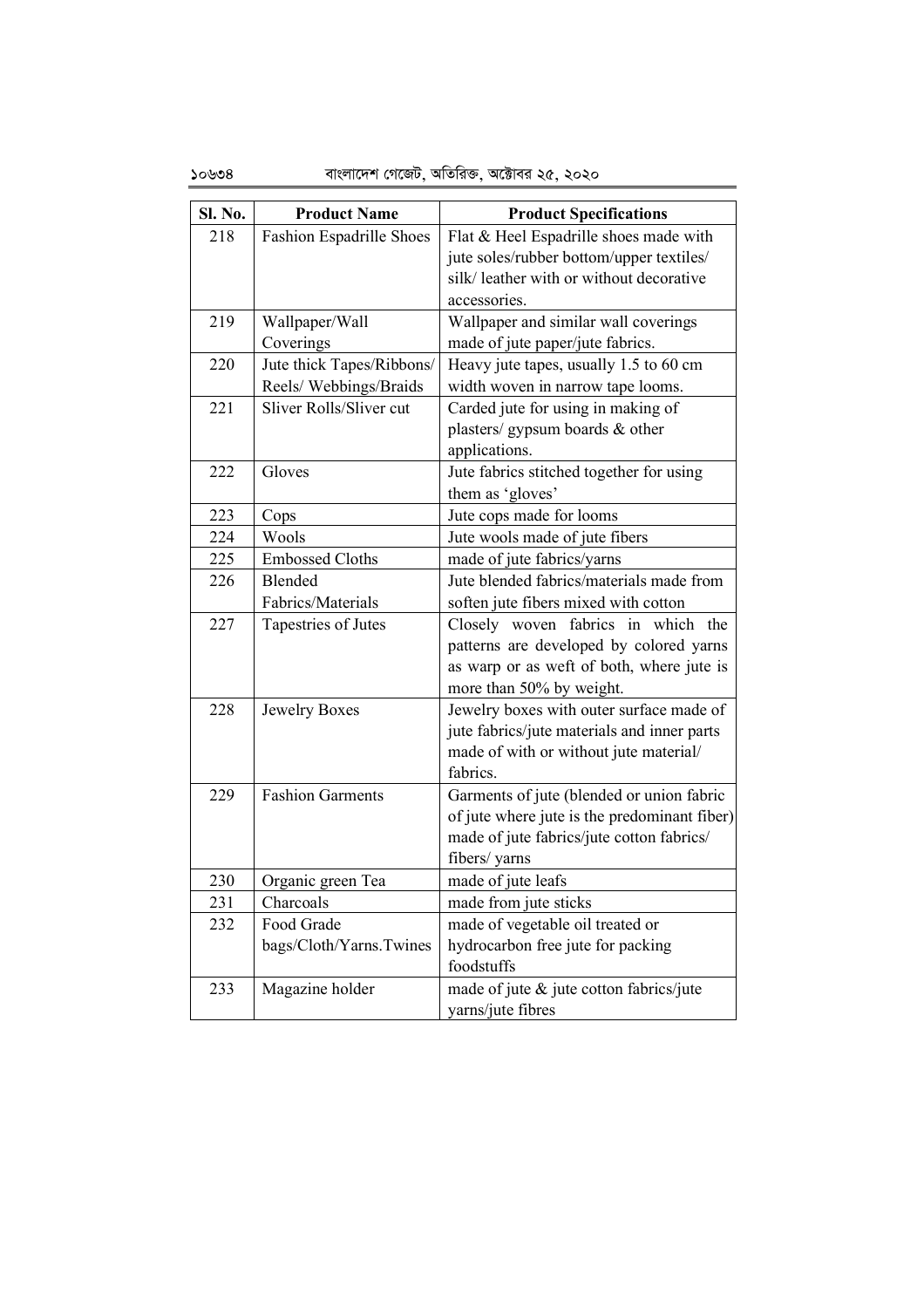| Sl. No. | Product Name | Product Specifications |
| --- | --- | --- |
| 218 | Fashion Espadrille Shoes | Flat & Heel Espadrille shoes made with jute soles/rubber bottom/upper textiles/ silk/ leather with or without decorative accessories. |
| 219 | Wallpaper/Wall Coverings | Wallpaper and similar wall coverings made of jute paper/jute fabrics. |
| 220 | Jute thick Tapes/Ribbons/ Reels/ Webbings/Braids | Heavy jute tapes, usually 1.5 to 60 cm width woven in narrow tape looms. |
| 221 | Sliver Rolls/Sliver cut | Carded jute for using in making of plasters/ gypsum boards & other applications. |
| 222 | Gloves | Jute fabrics stitched together for using them as 'gloves' |
| 223 | Cops | Jute cops made for looms |
| 224 | Wools | Jute wools made of jute fibers |
| 225 | Embossed Cloths | made of jute fabrics/yarns |
| 226 | Blended Fabrics/Materials | Jute blended fabrics/materials made from soften jute fibers mixed with cotton |
| 227 | Tapestries of Jutes | Closely woven fabrics in which the patterns are developed by colored yarns as warp or as weft of both, where jute is more than 50% by weight. |
| 228 | Jewelry Boxes | Jewelry boxes with outer surface made of jute fabrics/jute materials and inner parts made of with or without jute material/ fabrics. |
| 229 | Fashion Garments | Garments of jute (blended or union fabric of jute where jute is the predominant fiber) made of jute fabrics/jute cotton fabrics/ fibers/ yarns |
| 230 | Organic green Tea | made of jute leafs |
| 231 | Charcoals | made from jute sticks |
| 232 | Food Grade bags/Cloth/Yarns.Twines | made of vegetable oil treated or hydrocarbon free jute for packing foodstuffs |
| 233 | Magazine holder | made of jute & jute cotton fabrics/jute yarns/jute fibres |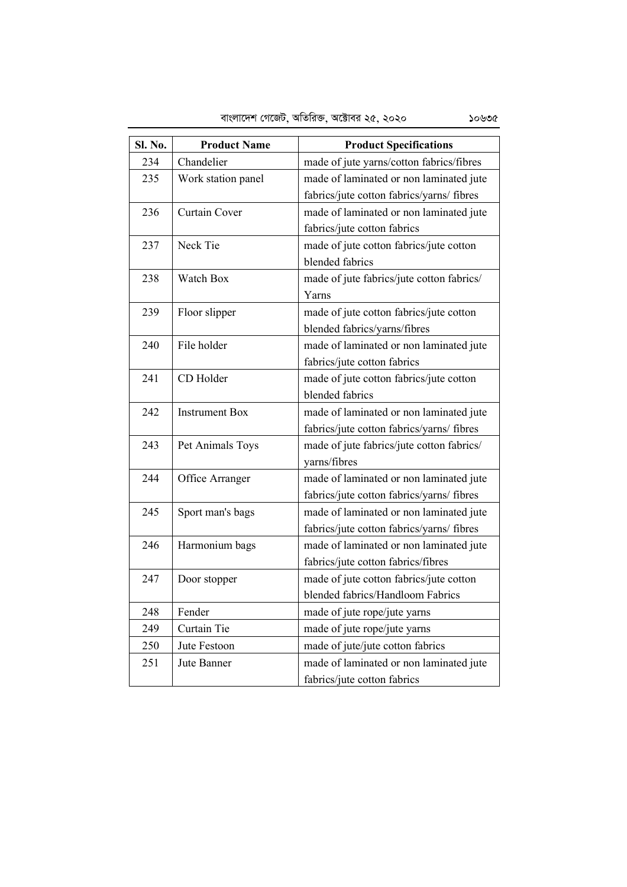| Sl. No. | Product Name | Product Specifications |
|---|---|---|
| 234 | Chandelier | made of jute yarns/cotton fabrics/fibres |
| 235 | Work station panel | made of laminated or non laminated jute fabrics/jute cotton fabrics/yarns/ fibres |
| 236 | Curtain Cover | made of laminated or non laminated jute fabrics/jute cotton fabrics |
| 237 | Neck Tie | made of jute cotton fabrics/jute cotton blended fabrics |
| 238 | Watch Box | made of jute fabrics/jute cotton fabrics/ Yarns |
| 239 | Floor slipper | made of jute cotton fabrics/jute cotton blended fabrics/yarns/fibres |
| 240 | File holder | made of laminated or non laminated jute fabrics/jute cotton fabrics |
| 241 | CD Holder | made of jute cotton fabrics/jute cotton blended fabrics |
| 242 | Instrument Box | made of laminated or non laminated jute fabrics/jute cotton fabrics/yarns/ fibres |
| 243 | Pet Animals Toys | made of jute fabrics/jute cotton fabrics/ yarns/fibres |
| 244 | Office Arranger | made of laminated or non laminated jute fabrics/jute cotton fabrics/yarns/ fibres |
| 245 | Sport man's bags | made of laminated or non laminated jute fabrics/jute cotton fabrics/yarns/ fibres |
| 246 | Harmonium bags | made of laminated or non laminated jute fabrics/jute cotton fabrics/fibres |
| 247 | Door stopper | made of jute cotton fabrics/jute cotton blended fabrics/Handloom Fabrics |
| 248 | Fender | made of jute rope/jute yarns |
| 249 | Curtain Tie | made of jute rope/jute yarns |
| 250 | Jute Festoon | made of jute/jute cotton fabrics |
| 251 | Jute Banner | made of laminated or non laminated jute fabrics/jute cotton fabrics |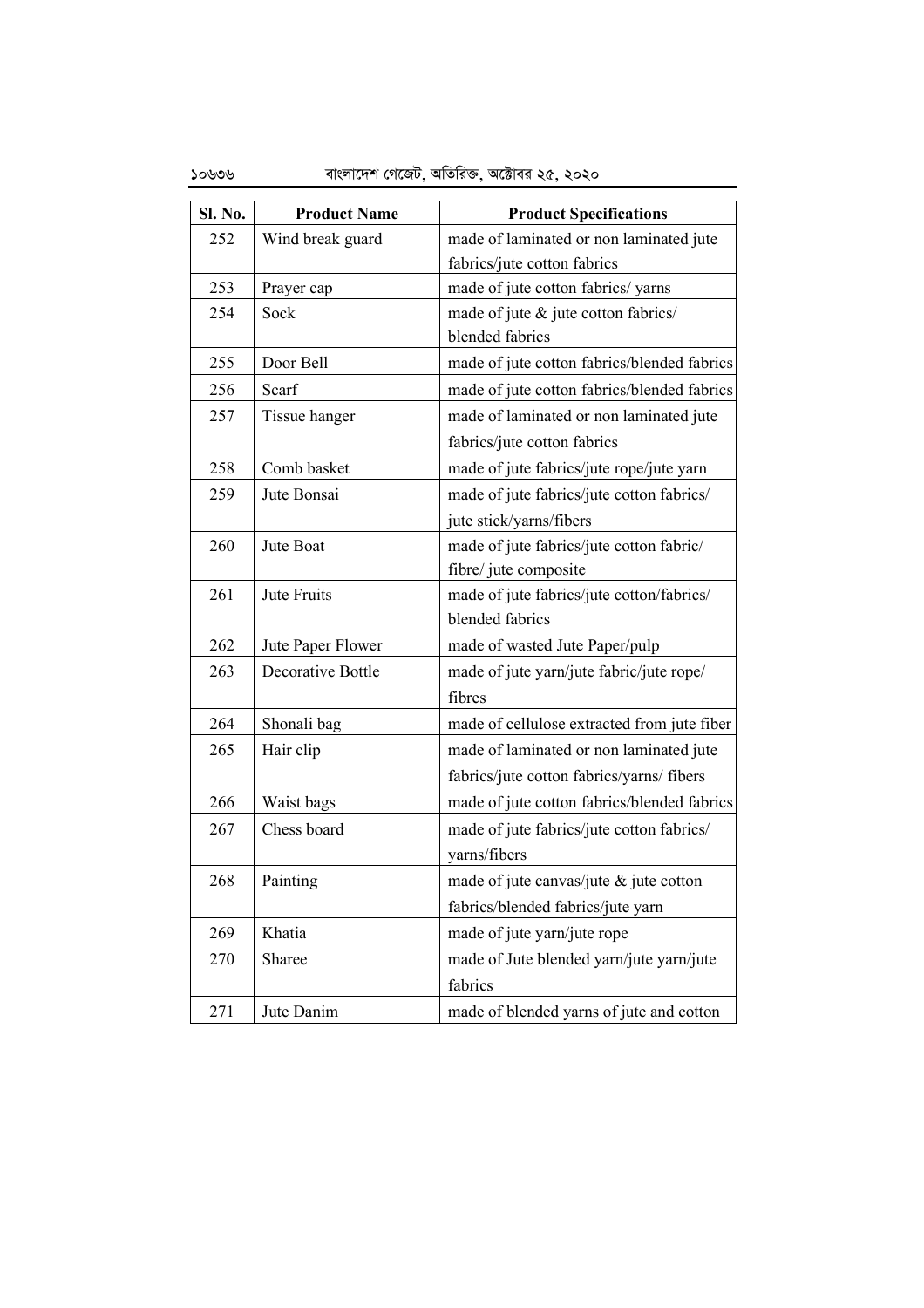| Sl. No. | Product Name | Product Specifications |
|---|---|---|
| 252 | Wind break guard | made of laminated or non laminated jute fabrics/jute cotton fabrics |
| 253 | Prayer cap | made of jute cotton fabrics/ yarns |
| 254 | Sock | made of jute & jute cotton fabrics/ blended fabrics |
| 255 | Door Bell | made of jute cotton fabrics/blended fabrics |
| 256 | Scarf | made of jute cotton fabrics/blended fabrics |
| 257 | Tissue hanger | made of laminated or non laminated jute fabrics/jute cotton fabrics |
| 258 | Comb basket | made of jute fabrics/jute rope/jute yarn |
| 259 | Jute Bonsai | made of jute fabrics/jute cotton fabrics/ jute stick/yarns/fibers |
| 260 | Jute Boat | made of jute fabrics/jute cotton fabric/ fibre/ jute composite |
| 261 | Jute Fruits | made of jute fabrics/jute cotton/fabrics/ blended fabrics |
| 262 | Jute Paper Flower | made of wasted Jute Paper/pulp |
| 263 | Decorative Bottle | made of jute yarn/jute fabric/jute rope/ fibres |
| 264 | Shonali bag | made of cellulose extracted from jute fiber |
| 265 | Hair clip | made of laminated or non laminated jute fabrics/jute cotton fabrics/yarns/ fibers |
| 266 | Waist bags | made of jute cotton fabrics/blended fabrics |
| 267 | Chess board | made of jute fabrics/jute cotton fabrics/ yarns/fibers |
| 268 | Painting | made of jute canvas/jute & jute cotton fabrics/blended fabrics/jute yarn |
| 269 | Khatia | made of jute yarn/jute rope |
| 270 | Sharee | made of Jute blended yarn/jute yarn/jute fabrics |
| 271 | Jute Danim | made of blended yarns of jute and cotton |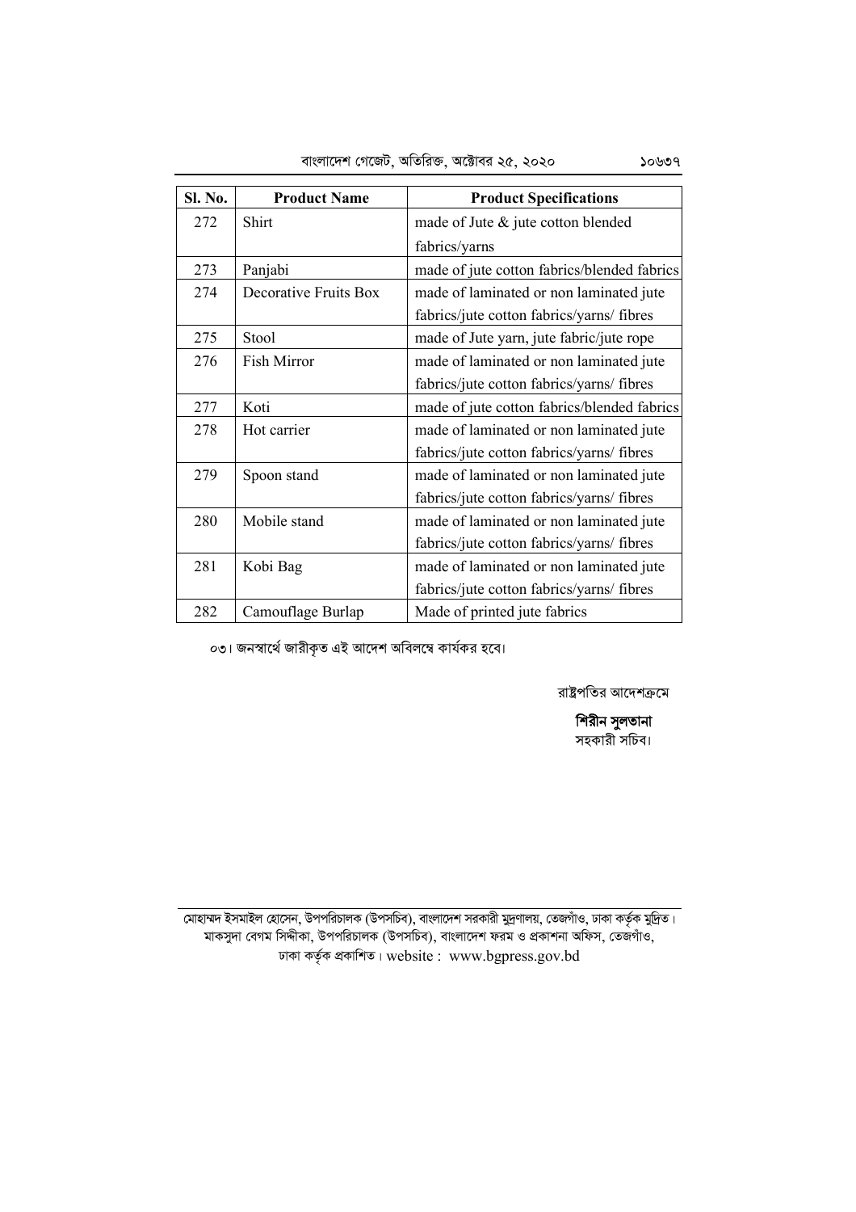| Sl. No. | Product Name | Product Specifications |
|---|---|---|
| 272 | Shirt | made of Jute & jute cotton blended fabrics/yarns |
| 273 | Panjabi | made of jute cotton fabrics/blended fabrics |
| 274 | Decorative Fruits Box | made of laminated or non laminated jute fabrics/jute cotton fabrics/yarns/ fibres |
| 275 | Stool | made of Jute yarn, jute fabric/jute rope |
| 276 | Fish Mirror | made of laminated or non laminated jute fabrics/jute cotton fabrics/yarns/ fibres |
| 277 | Koti | made of jute cotton fabrics/blended fabrics |
| 278 | Hot carrier | made of laminated or non laminated jute fabrics/jute cotton fabrics/yarns/ fibres |
| 279 | Spoon stand | made of laminated or non laminated jute fabrics/jute cotton fabrics/yarns/ fibres |
| 280 | Mobile stand | made of laminated or non laminated jute fabrics/jute cotton fabrics/yarns/ fibres |
| 281 | Kobi Bag | made of laminated or non laminated jute fabrics/jute cotton fabrics/yarns/ fibres |
| 282 | Camouflage Burlap | Made of printed jute fabrics |

০৩। জনস্বার্থে জারীকৃত এই আদেশ অবিলম্বে কার্যকর হবে।

রাষ্ট্রপতির আদেশক্রমে

**শিরীন সুলতানা**
সহকারী সচিব।

মোহাম্মদ ইসমাইল হোসেন, উপপরিচালক (উপসচিব), বাংলাদেশ সরকারী মুদ্রণালয়, তেজগাঁও, ঢাকা কর্তৃক মুদ্রিত। মাকসুদা বেগম সিদ্দীকা, উপপরিচালক (উপসচিব), বাংলাদেশ ফরম ও প্রকাশনা অফিস, তেজগাঁও, ঢাকা কর্তৃক প্রকাশিত। website : www.bgpress.gov.bd